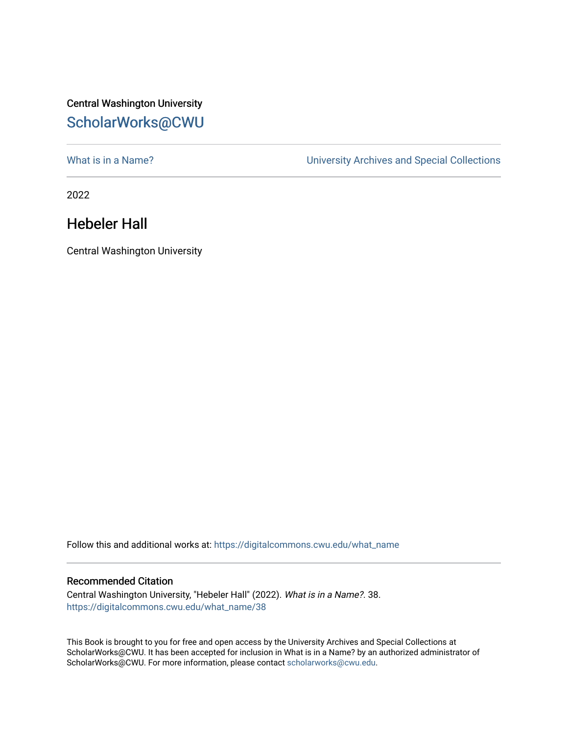Central Washington University

ScholarWorks@CWU

What is in a Name?

University Archives and Special Collections

2022

# Hebeler Hall

Central Washington University

Follow this and additional works at: https://digitalcommons.cwu.edu/what_name

## Recommended Citation

Central Washington University, "Hebeler Hall" (2022). *What is in a Name?*. 38.
https://digitalcommons.cwu.edu/what_name/38

This Book is brought to you for free and open access by the University Archives and Special Collections at ScholarWorks@CWU. It has been accepted for inclusion in What is in a Name? by an authorized administrator of ScholarWorks@CWU. For more information, please contact scholarworks@cwu.edu.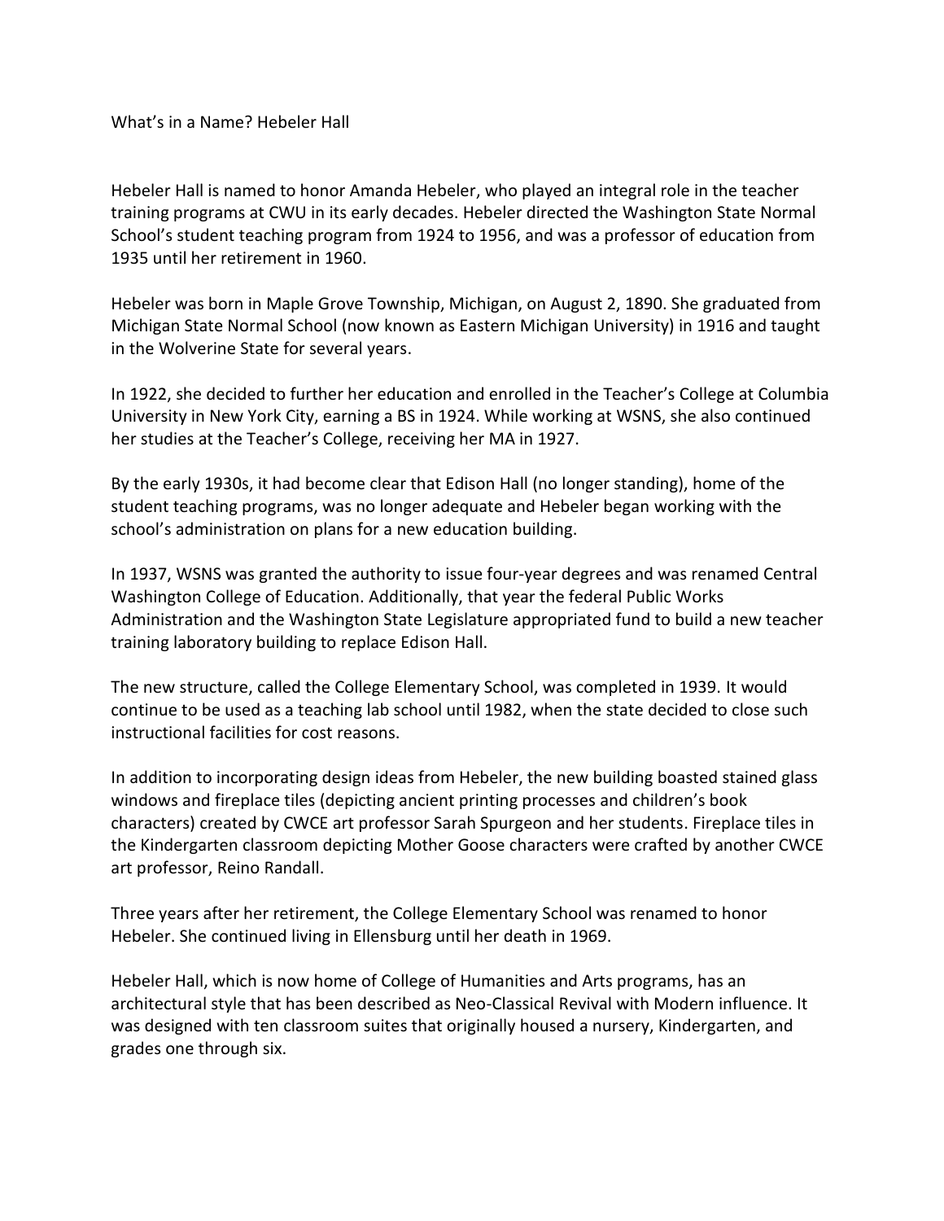What's in a Name? Hebeler Hall

Hebeler Hall is named to honor Amanda Hebeler, who played an integral role in the teacher training programs at CWU in its early decades. Hebeler directed the Washington State Normal School's student teaching program from 1924 to 1956, and was a professor of education from 1935 until her retirement in 1960.

Hebeler was born in Maple Grove Township, Michigan, on August 2, 1890. She graduated from Michigan State Normal School (now known as Eastern Michigan University) in 1916 and taught in the Wolverine State for several years.

In 1922, she decided to further her education and enrolled in the Teacher's College at Columbia University in New York City, earning a BS in 1924. While working at WSNS, she also continued her studies at the Teacher's College, receiving her MA in 1927.

By the early 1930s, it had become clear that Edison Hall (no longer standing), home of the student teaching programs, was no longer adequate and Hebeler began working with the school's administration on plans for a new education building.

In 1937, WSNS was granted the authority to issue four-year degrees and was renamed Central Washington College of Education. Additionally, that year the federal Public Works Administration and the Washington State Legislature appropriated fund to build a new teacher training laboratory building to replace Edison Hall.

The new structure, called the College Elementary School, was completed in 1939. It would continue to be used as a teaching lab school until 1982, when the state decided to close such instructional facilities for cost reasons.

In addition to incorporating design ideas from Hebeler, the new building boasted stained glass windows and fireplace tiles (depicting ancient printing processes and children's book characters) created by CWCE art professor Sarah Spurgeon and her students. Fireplace tiles in the Kindergarten classroom depicting Mother Goose characters were crafted by another CWCE art professor, Reino Randall.

Three years after her retirement, the College Elementary School was renamed to honor Hebeler. She continued living in Ellensburg until her death in 1969.

Hebeler Hall, which is now home of College of Humanities and Arts programs, has an architectural style that has been described as Neo-Classical Revival with Modern influence. It was designed with ten classroom suites that originally housed a nursery, Kindergarten, and grades one through six.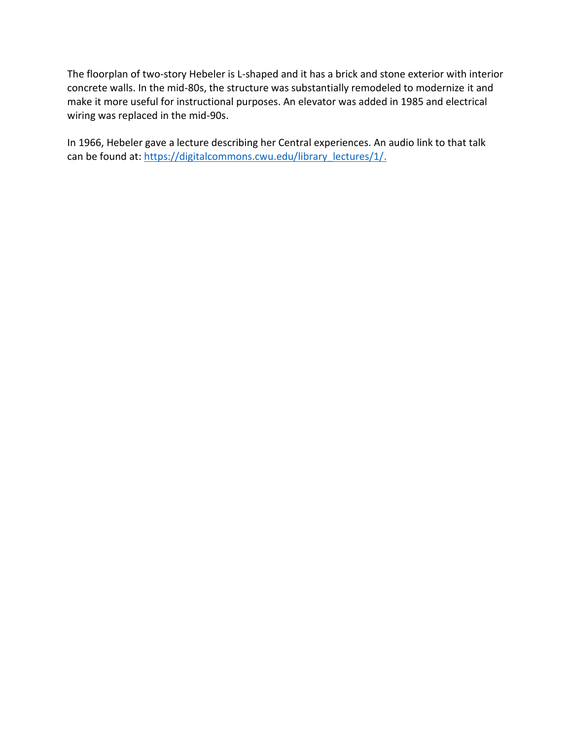The floorplan of two-story Hebeler is L-shaped and it has a brick and stone exterior with interior concrete walls. In the mid-80s, the structure was substantially remodeled to modernize it and make it more useful for instructional purposes. An elevator was added in 1985 and electrical wiring was replaced in the mid-90s.

In 1966, Hebeler gave a lecture describing her Central experiences. An audio link to that talk can be found at: [https://digitalcommons.cwu.edu/library_lectures/1/.](https://digitalcommons.cwu.edu/library_lectures/1/)